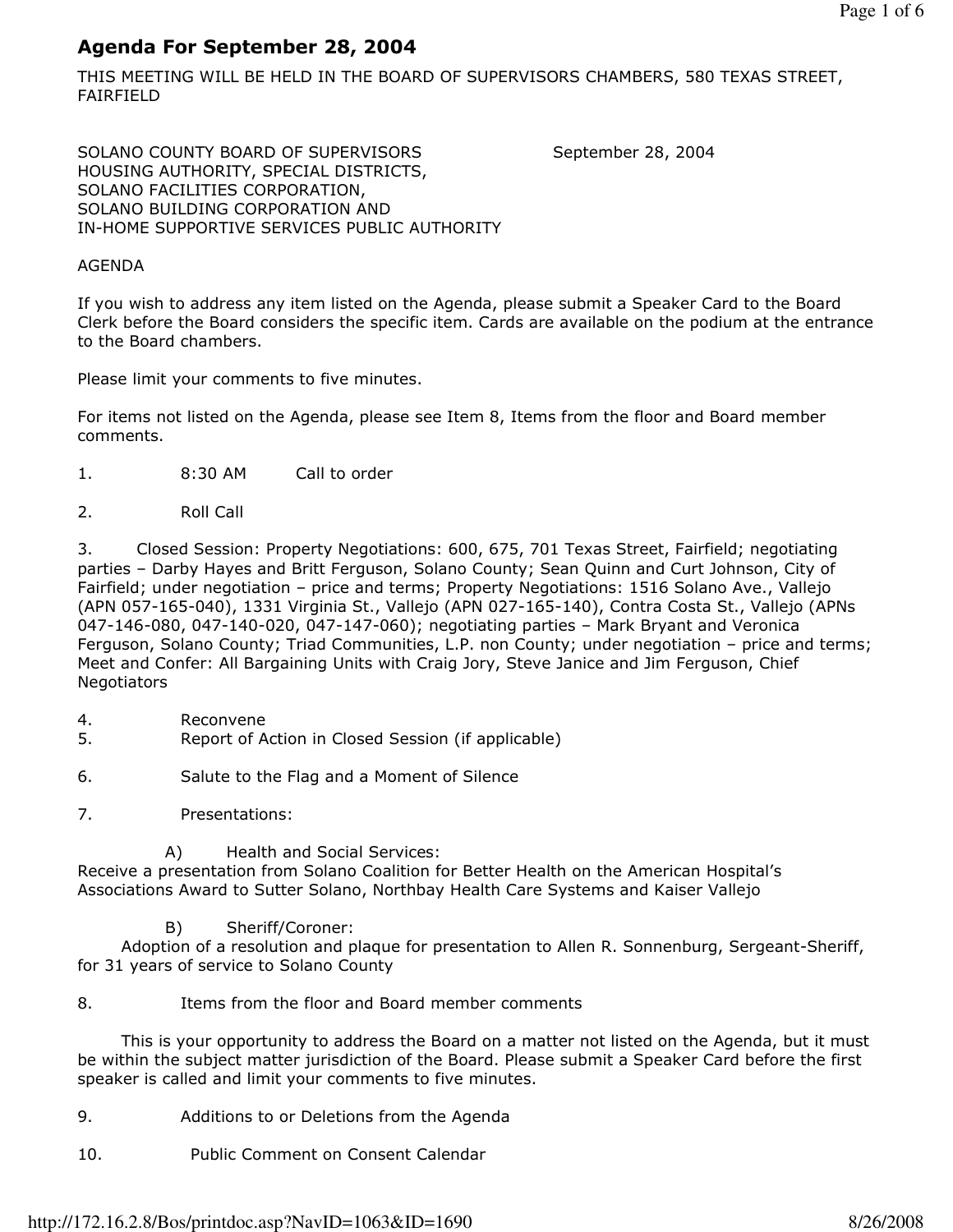# Agenda For September 28, 2004

THIS MEETING WILL BE HELD IN THE BOARD OF SUPERVISORS CHAMBERS, 580 TEXAS STREET, FAIRFIELD

SOLANO COUNTY BOARD OF SUPERVISORS
HOUSING AUTHORITY, SPECIAL DISTRICTS,
SOLANO FACILITIES CORPORATION,
SOLANO BUILDING CORPORATION AND
IN-HOME SUPPORTIVE SERVICES PUBLIC AUTHORITY

September 28, 2004

AGENDA

If you wish to address any item listed on the Agenda, please submit a Speaker Card to the Board Clerk before the Board considers the specific item. Cards are available on the podium at the entrance to the Board chambers.

Please limit your comments to five minutes.

For items not listed on the Agenda, please see Item 8, Items from the floor and Board member comments.

1. 8:30 AM Call to order

2. Roll Call

3. Closed Session: Property Negotiations: 600, 675, 701 Texas Street, Fairfield; negotiating parties – Darby Hayes and Britt Ferguson, Solano County; Sean Quinn and Curt Johnson, City of Fairfield; under negotiation – price and terms; Property Negotiations: 1516 Solano Ave., Vallejo (APN 057-165-040), 1331 Virginia St., Vallejo (APN 027-165-140), Contra Costa St., Vallejo (APNs 047-146-080, 047-140-020, 047-147-060); negotiating parties – Mark Bryant and Veronica Ferguson, Solano County; Triad Communities, L.P. non County; under negotiation – price and terms; Meet and Confer: All Bargaining Units with Craig Jory, Steve Janice and Jim Ferguson, Chief Negotiators

4. Reconvene
5. Report of Action in Closed Session (if applicable)

6. Salute to the Flag and a Moment of Silence

7. Presentations:

   A) Health and Social Services:
   Receive a presentation from Solano Coalition for Better Health on the American Hospital's Associations Award to Sutter Solano, Northbay Health Care Systems and Kaiser Vallejo

   B) Sheriff/Coroner:
   Adoption of a resolution and plaque for presentation to Allen R. Sonnenburg, Sergeant-Sheriff, for 31 years of service to Solano County

8. Items from the floor and Board member comments

   This is your opportunity to address the Board on a matter not listed on the Agenda, but it must be within the subject matter jurisdiction of the Board. Please submit a Speaker Card before the first speaker is called and limit your comments to five minutes.

9. Additions to or Deletions from the Agenda

10. Public Comment on Consent Calendar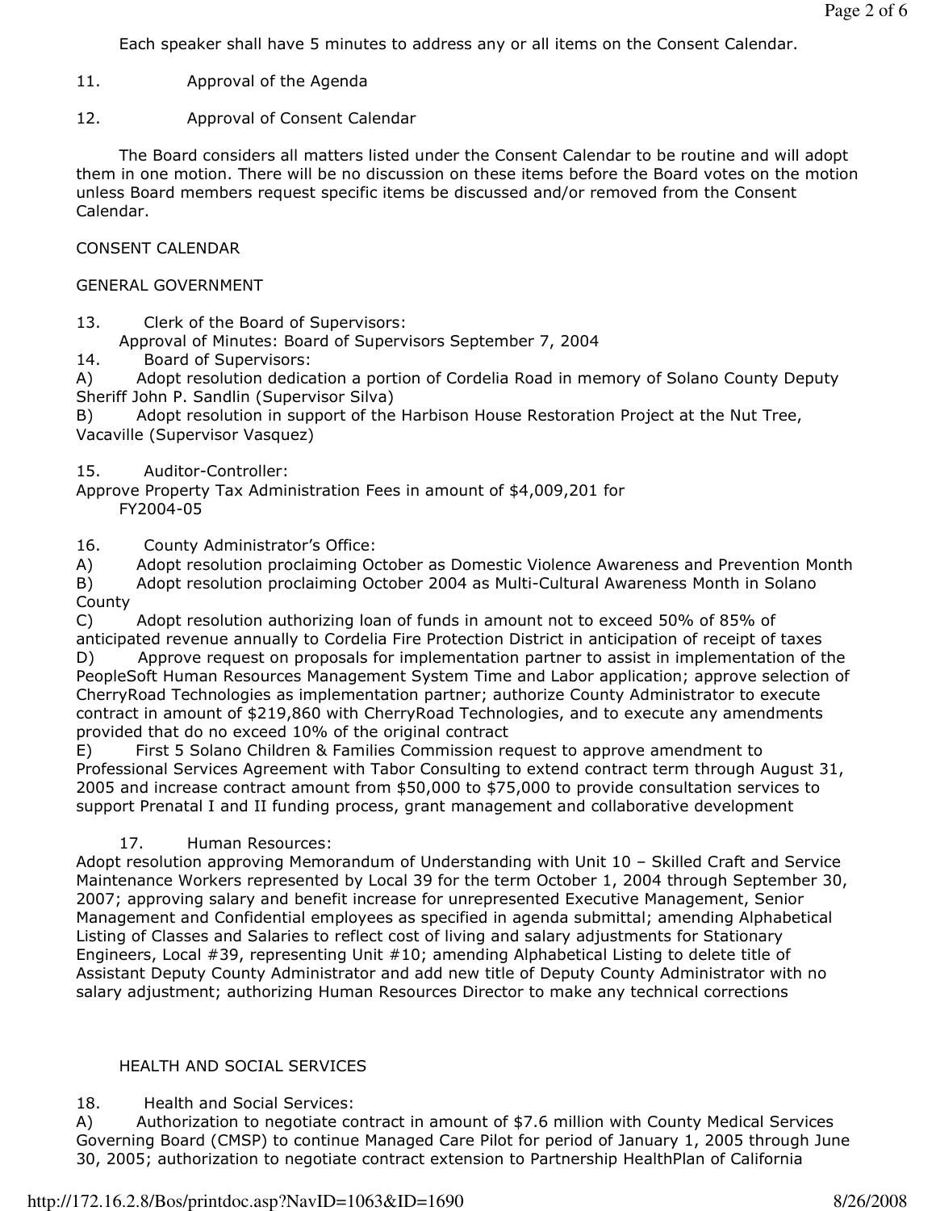Each speaker shall have 5 minutes to address any or all items on the Consent Calendar.

11. Approval of the Agenda

12. Approval of Consent Calendar

The Board considers all matters listed under the Consent Calendar to be routine and will adopt them in one motion. There will be no discussion on these items before the Board votes on the motion unless Board members request specific items be discussed and/or removed from the Consent Calendar.

CONSENT CALENDAR

GENERAL GOVERNMENT

13. Clerk of the Board of Supervisors:
Approval of Minutes: Board of Supervisors September 7, 2004

14. Board of Supervisors:
A) Adopt resolution dedication a portion of Cordelia Road in memory of Solano County Deputy Sheriff John P. Sandlin (Supervisor Silva)
B) Adopt resolution in support of the Harbison House Restoration Project at the Nut Tree, Vacaville (Supervisor Vasquez)

15. Auditor-Controller:
Approve Property Tax Administration Fees in amount of $4,009,201 for FY2004-05

16. County Administrator's Office:
A) Adopt resolution proclaiming October as Domestic Violence Awareness and Prevention Month
B) Adopt resolution proclaiming October 2004 as Multi-Cultural Awareness Month in Solano County
C) Adopt resolution authorizing loan of funds in amount not to exceed 50% of 85% of anticipated revenue annually to Cordelia Fire Protection District in anticipation of receipt of taxes
D) Approve request on proposals for implementation partner to assist in implementation of the PeopleSoft Human Resources Management System Time and Labor application; approve selection of CherryRoad Technologies as implementation partner; authorize County Administrator to execute contract in amount of $219,860 with CherryRoad Technologies, and to execute any amendments provided that do no exceed 10% of the original contract
E) First 5 Solano Children & Families Commission request to approve amendment to Professional Services Agreement with Tabor Consulting to extend contract term through August 31, 2005 and increase contract amount from $50,000 to $75,000 to provide consultation services to support Prenatal I and II funding process, grant management and collaborative development

17. Human Resources:
Adopt resolution approving Memorandum of Understanding with Unit 10 – Skilled Craft and Service Maintenance Workers represented by Local 39 for the term October 1, 2004 through September 30, 2007; approving salary and benefit increase for unrepresented Executive Management, Senior Management and Confidential employees as specified in agenda submittal; amending Alphabetical Listing of Classes and Salaries to reflect cost of living and salary adjustments for Stationary Engineers, Local #39, representing Unit #10; amending Alphabetical Listing to delete title of Assistant Deputy County Administrator and add new title of Deputy County Administrator with no salary adjustment; authorizing Human Resources Director to make any technical corrections

HEALTH AND SOCIAL SERVICES

18. Health and Social Services:
A) Authorization to negotiate contract in amount of $7.6 million with County Medical Services Governing Board (CMSP) to continue Managed Care Pilot for period of January 1, 2005 through June 30, 2005; authorization to negotiate contract extension to Partnership HealthPlan of California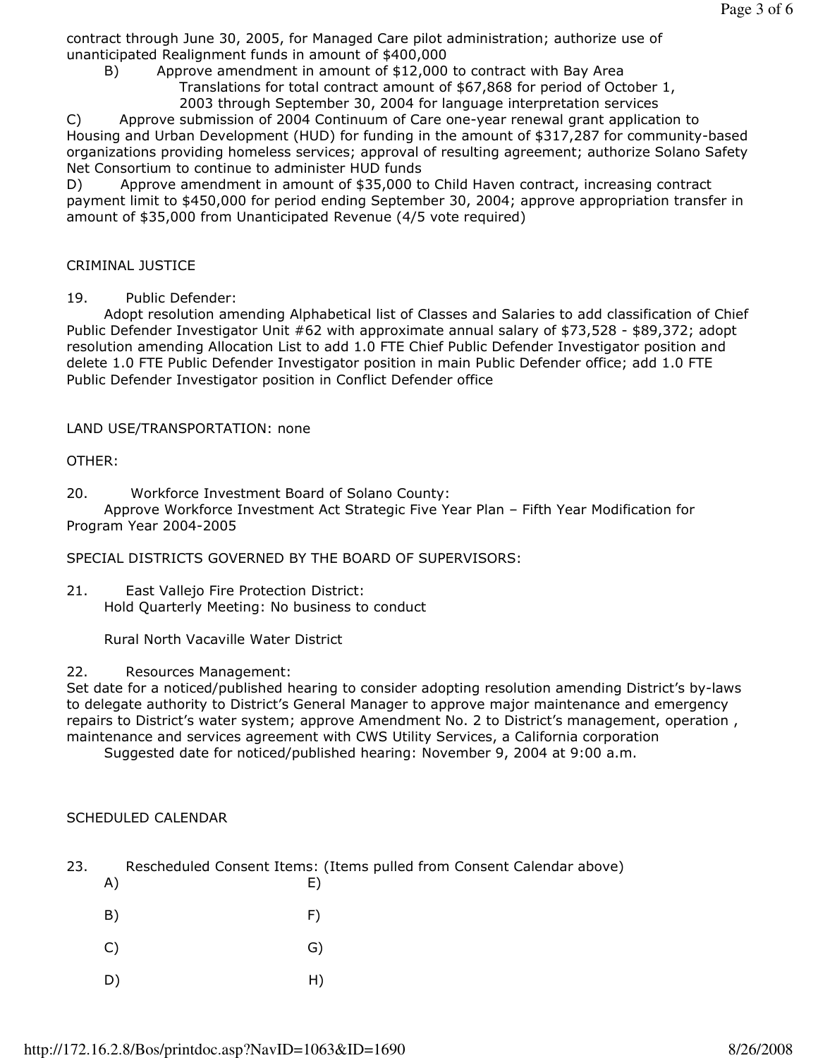contract through June 30, 2005, for Managed Care pilot administration; authorize use of unanticipated Realignment funds in amount of $400,000

B) Approve amendment in amount of $12,000 to contract with Bay Area Translations for total contract amount of $67,868 for period of October 1, 2003 through September 30, 2004 for language interpretation services

C) Approve submission of 2004 Continuum of Care one-year renewal grant application to Housing and Urban Development (HUD) for funding in the amount of $317,287 for community-based organizations providing homeless services; approval of resulting agreement; authorize Solano Safety Net Consortium to continue to administer HUD funds

D) Approve amendment in amount of $35,000 to Child Haven contract, increasing contract payment limit to $450,000 for period ending September 30, 2004; approve appropriation transfer in amount of $35,000 from Unanticipated Revenue (4/5 vote required)

CRIMINAL JUSTICE

19. Public Defender:

Adopt resolution amending Alphabetical list of Classes and Salaries to add classification of Chief Public Defender Investigator Unit #62 with approximate annual salary of $73,528 - $89,372; adopt resolution amending Allocation List to add 1.0 FTE Chief Public Defender Investigator position and delete 1.0 FTE Public Defender Investigator position in main Public Defender office; add 1.0 FTE Public Defender Investigator position in Conflict Defender office

LAND USE/TRANSPORTATION: none

OTHER:

20. Workforce Investment Board of Solano County:

Approve Workforce Investment Act Strategic Five Year Plan – Fifth Year Modification for Program Year 2004-2005

SPECIAL DISTRICTS GOVERNED BY THE BOARD OF SUPERVISORS:

21. East Vallejo Fire Protection District:

Hold Quarterly Meeting: No business to conduct

Rural North Vacaville Water District

22. Resources Management:

Set date for a noticed/published hearing to consider adopting resolution amending District's by-laws to delegate authority to District's General Manager to approve major maintenance and emergency repairs to District's water system; approve Amendment No. 2 to District's management, operation , maintenance and services agreement with CWS Utility Services, a California corporation

Suggested date for noticed/published hearing: November 9, 2004 at 9:00 a.m.

SCHEDULED CALENDAR

23. Rescheduled Consent Items: (Items pulled from Consent Calendar above)

A) E)

B) F)

C) G)

D) H)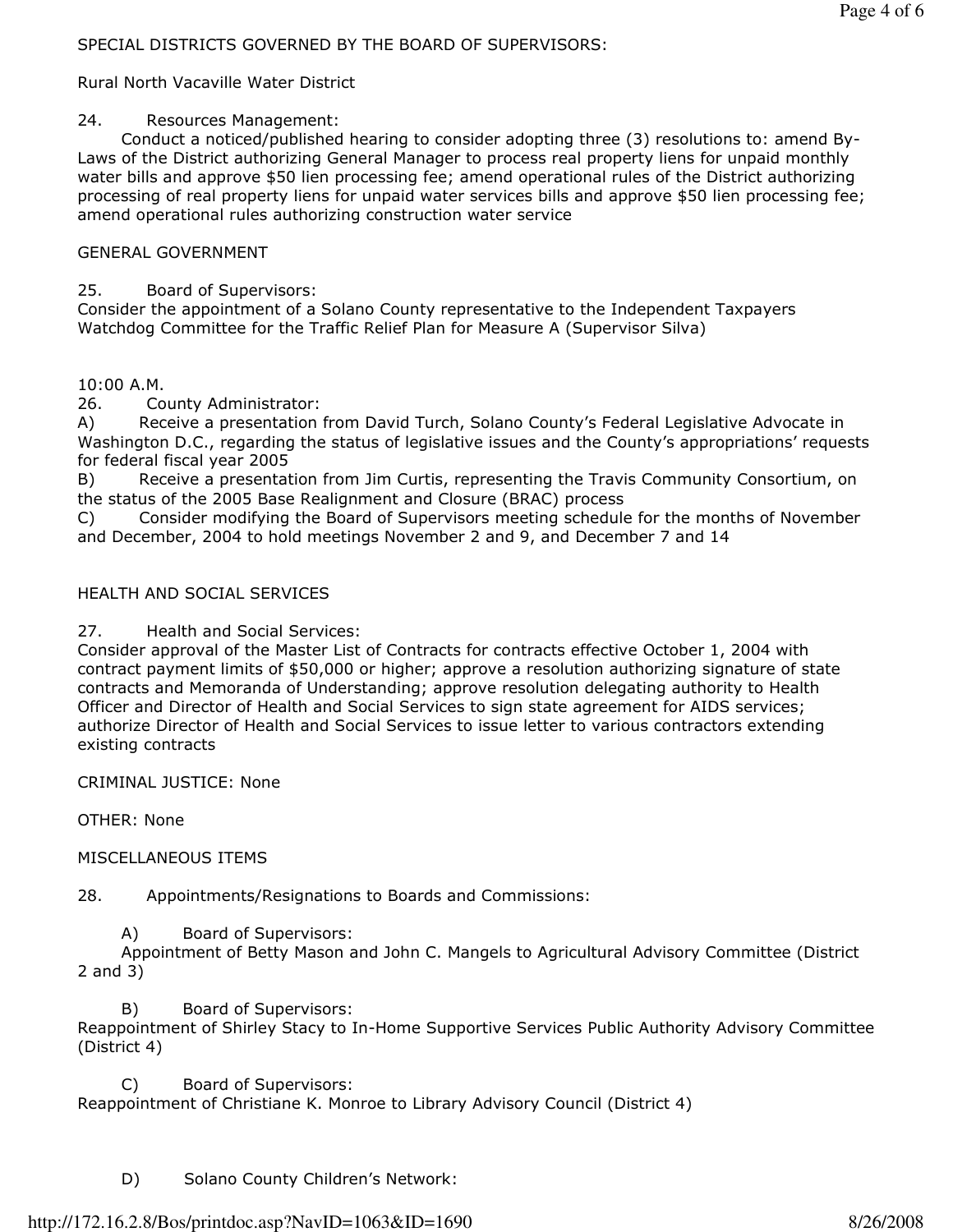SPECIAL DISTRICTS GOVERNED BY THE BOARD OF SUPERVISORS:

Rural North Vacaville Water District

24. Resources Management:
Conduct a noticed/published hearing to consider adopting three (3) resolutions to: amend By-Laws of the District authorizing General Manager to process real property liens for unpaid monthly water bills and approve $50 lien processing fee; amend operational rules of the District authorizing processing of real property liens for unpaid water services bills and approve $50 lien processing fee; amend operational rules authorizing construction water service

GENERAL GOVERNMENT

25. Board of Supervisors:
Consider the appointment of a Solano County representative to the Independent Taxpayers Watchdog Committee for the Traffic Relief Plan for Measure A (Supervisor Silva)

10:00 A.M.
26. County Administrator:
A) Receive a presentation from David Turch, Solano County's Federal Legislative Advocate in Washington D.C., regarding the status of legislative issues and the County's appropriations' requests for federal fiscal year 2005
B) Receive a presentation from Jim Curtis, representing the Travis Community Consortium, on the status of the 2005 Base Realignment and Closure (BRAC) process
C) Consider modifying the Board of Supervisors meeting schedule for the months of November and December, 2004 to hold meetings November 2 and 9, and December 7 and 14

HEALTH AND SOCIAL SERVICES

27. Health and Social Services:
Consider approval of the Master List of Contracts for contracts effective October 1, 2004 with contract payment limits of $50,000 or higher; approve a resolution authorizing signature of state contracts and Memoranda of Understanding; approve resolution delegating authority to Health Officer and Director of Health and Social Services to sign state agreement for AIDS services; authorize Director of Health and Social Services to issue letter to various contractors extending existing contracts

CRIMINAL JUSTICE: None

OTHER: None

MISCELLANEOUS ITEMS

28. Appointments/Resignations to Boards and Commissions:

A) Board of Supervisors:
Appointment of Betty Mason and John C. Mangels to Agricultural Advisory Committee (District 2 and 3)

B) Board of Supervisors:
Reappointment of Shirley Stacy to In-Home Supportive Services Public Authority Advisory Committee (District 4)

C) Board of Supervisors:
Reappointment of Christiane K. Monroe to Library Advisory Council (District 4)

D) Solano County Children's Network: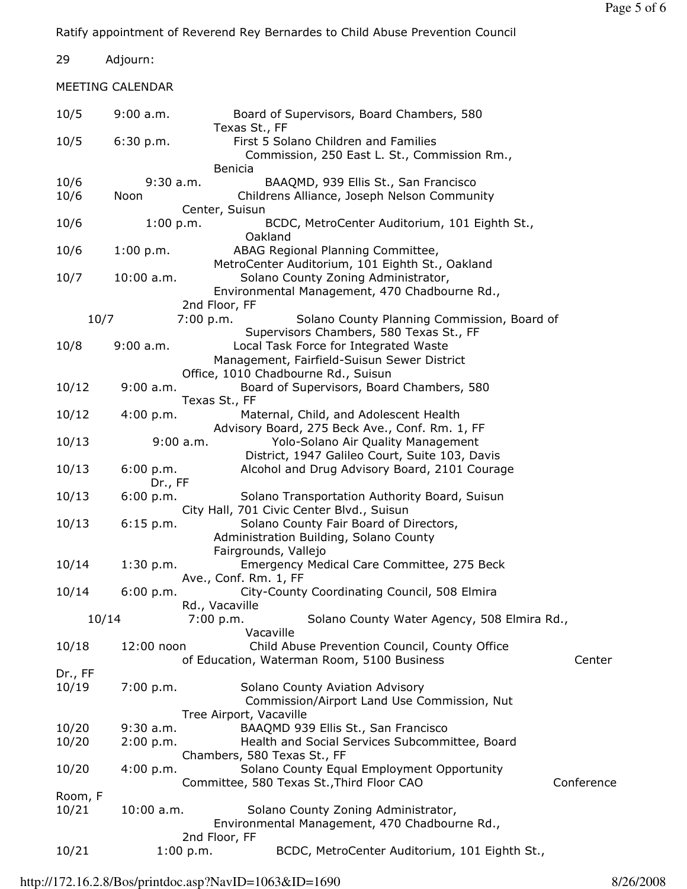Ratify appointment of Reverend Rey Bernardes to Child Abuse Prevention Council

29 Adjourn:

MEETING CALENDAR

| Date | Time | Meeting |
|---|---|---|
| 10/5 | 9:00 a.m. | Board of Supervisors, Board Chambers, 580 Texas St., FF |
| 10/5 | 6:30 p.m. | First 5 Solano Children and Families Commission, 250 East L. St., Commission Rm., Benicia |
| 10/6 | 9:30 a.m. | BAAQMD, 939 Ellis St., San Francisco |
| 10/6 | Noon | Childrens Alliance, Joseph Nelson Community Center, Suisun |
| 10/6 | 1:00 p.m. | BCDC, MetroCenter Auditorium, 101 Eighth St., Oakland |
| 10/6 | 1:00 p.m. | ABAG Regional Planning Committee, MetroCenter Auditorium, 101 Eighth St., Oakland |
| 10/7 | 10:00 a.m. | Solano County Zoning Administrator, Environmental Management, 470 Chadbourne Rd., 2nd Floor, FF |
| 10/7 | 7:00 p.m. | Solano County Planning Commission, Board of Supervisors Chambers, 580 Texas St., FF |
| 10/8 | 9:00 a.m. | Local Task Force for Integrated Waste Management, Fairfield-Suisun Sewer District Office, 1010 Chadbourne Rd., Suisun |
| 10/12 | 9:00 a.m. | Board of Supervisors, Board Chambers, 580 Texas St., FF |
| 10/12 | 4:00 p.m. | Maternal, Child, and Adolescent Health Advisory Board, 275 Beck Ave., Conf. Rm. 1, FF |
| 10/13 | 9:00 a.m. | Yolo-Solano Air Quality Management District, 1947 Galileo Court, Suite 103, Davis |
| 10/13 | 6:00 p.m. | Alcohol and Drug Advisory Board, 2101 Courage Dr., FF |
| 10/13 | 6:00 p.m. | Solano Transportation Authority Board, Suisun City Hall, 701 Civic Center Blvd., Suisun |
| 10/13 | 6:15 p.m. | Solano County Fair Board of Directors, Administration Building, Solano County Fairgrounds, Vallejo |
| 10/14 | 1:30 p.m. | Emergency Medical Care Committee, 275 Beck Ave., Conf. Rm. 1, FF |
| 10/14 | 6:00 p.m. | City-County Coordinating Council, 508 Elmira Rd., Vacaville |
| 10/14 | 7:00 p.m. | Solano County Water Agency, 508 Elmira Rd., Vacaville |
| 10/18 | 12:00 noon | Child Abuse Prevention Council, County Office of Education, Waterman Room, 5100 Business Center Dr., FF |
| 10/19 | 7:00 p.m. | Solano County Aviation Advisory Commission/Airport Land Use Commission, Nut Tree Airport, Vacaville |
| 10/20 | 9:30 a.m. | BAAQMD 939 Ellis St., San Francisco |
| 10/20 | 2:00 p.m. | Health and Social Services Subcommittee, Board Chambers, 580 Texas St., FF |
| 10/20 | 4:00 p.m. | Solano County Equal Employment Opportunity Committee, 580 Texas St.,Third Floor CAO Conference Room, F |
| 10/21 | 10:00 a.m. | Solano County Zoning Administrator, Environmental Management, 470 Chadbourne Rd., 2nd Floor, FF |
| 10/21 | 1:00 p.m. | BCDC, MetroCenter Auditorium, 101 Eighth St., |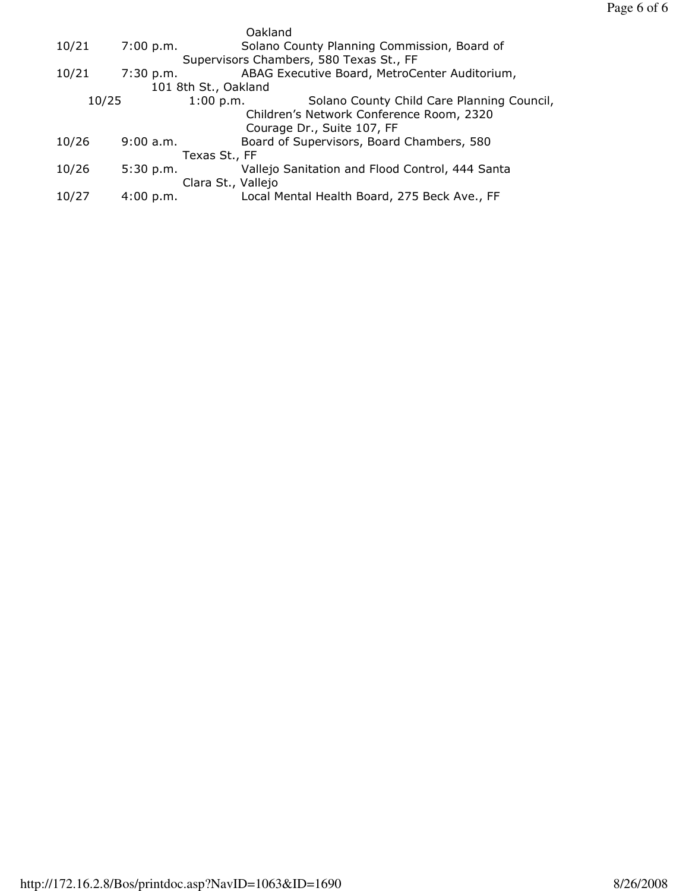Oakland

| | | |
|---|---|---|
| 10/21 | 7:00 p.m. | Solano County Planning Commission, Board of Supervisors Chambers, 580 Texas St., FF |
| 10/21 | 7:30 p.m. | ABAG Executive Board, MetroCenter Auditorium, 101 8th St., Oakland |
| 10/25 | 1:00 p.m. | Solano County Child Care Planning Council, Children's Network Conference Room, 2320 Courage Dr., Suite 107, FF |
| 10/26 | 9:00 a.m. | Board of Supervisors, Board Chambers, 580 Texas St., FF |
| 10/26 | 5:30 p.m. | Vallejo Sanitation and Flood Control, 444 Santa Clara St., Vallejo |
| 10/27 | 4:00 p.m. | Local Mental Health Board, 275 Beck Ave., FF |